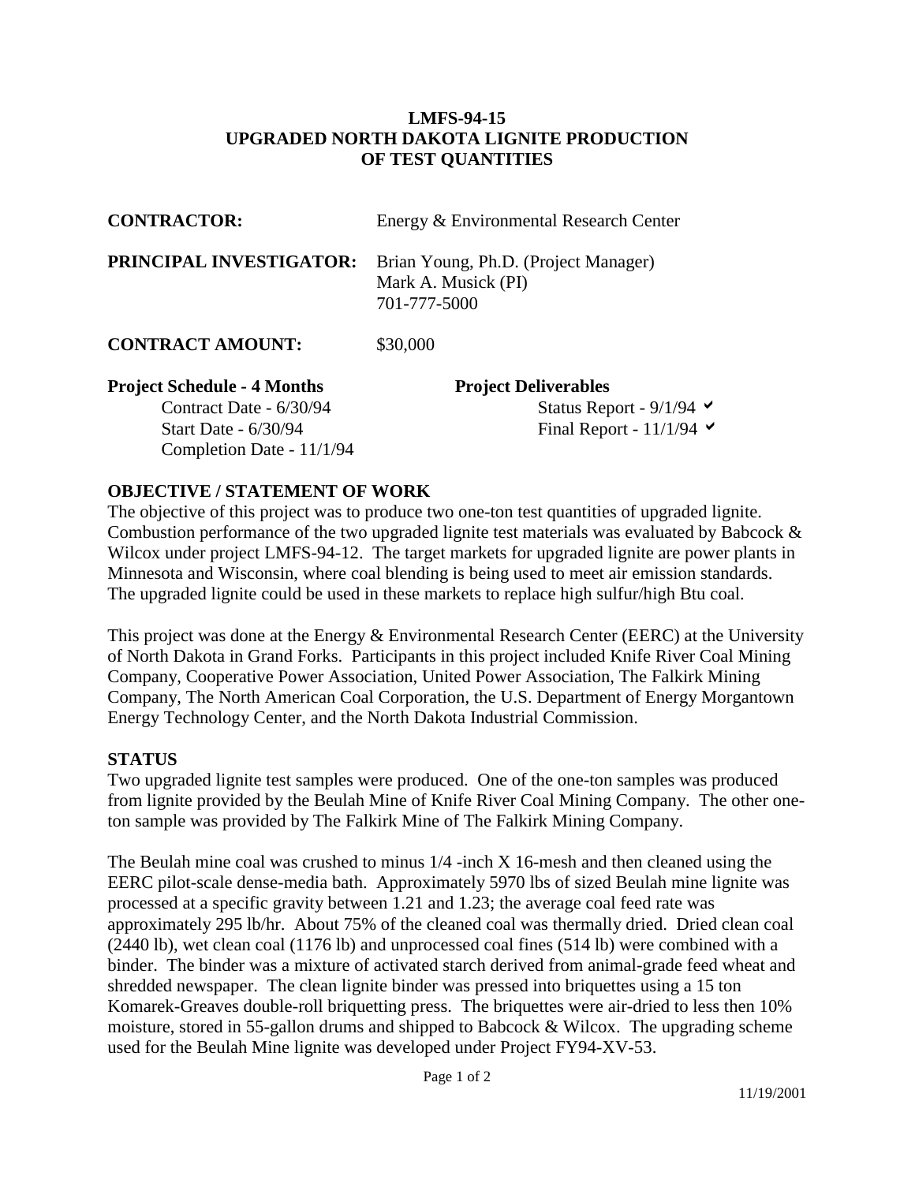# LMFS-94-15
# UPGRADED NORTH DAKOTA LIGNITE PRODUCTION OF TEST QUANTITIES

**CONTRACTOR:** Energy & Environmental Research Center

**PRINCIPAL INVESTIGATOR:** Brian Young, Ph.D. (Project Manager)
Mark A. Musick (PI)
701-777-5000

**CONTRACT AMOUNT:** $30,000

**Project Schedule - 4 Months**
Contract Date - 6/30/94
Start Date - 6/30/94
Completion Date - 11/1/94

**Project Deliverables**
Status Report - 9/1/94 ✔
Final Report - 11/1/94 ✔

## OBJECTIVE / STATEMENT OF WORK

The objective of this project was to produce two one-ton test quantities of upgraded lignite. Combustion performance of the two upgraded lignite test materials was evaluated by Babcock & Wilcox under project LMFS-94-12. The target markets for upgraded lignite are power plants in Minnesota and Wisconsin, where coal blending is being used to meet air emission standards. The upgraded lignite could be used in these markets to replace high sulfur/high Btu coal.

This project was done at the Energy & Environmental Research Center (EERC) at the University of North Dakota in Grand Forks. Participants in this project included Knife River Coal Mining Company, Cooperative Power Association, United Power Association, The Falkirk Mining Company, The North American Coal Corporation, the U.S. Department of Energy Morgantown Energy Technology Center, and the North Dakota Industrial Commission.

## STATUS

Two upgraded lignite test samples were produced. One of the one-ton samples was produced from lignite provided by the Beulah Mine of Knife River Coal Mining Company. The other one-ton sample was provided by The Falkirk Mine of The Falkirk Mining Company.

The Beulah mine coal was crushed to minus 1/4 -inch X 16-mesh and then cleaned using the EERC pilot-scale dense-media bath. Approximately 5970 lbs of sized Beulah mine lignite was processed at a specific gravity between 1.21 and 1.23; the average coal feed rate was approximately 295 lb/hr. About 75% of the cleaned coal was thermally dried. Dried clean coal (2440 lb), wet clean coal (1176 lb) and unprocessed coal fines (514 lb) were combined with a binder. The binder was a mixture of activated starch derived from animal-grade feed wheat and shredded newspaper. The clean lignite binder was pressed into briquettes using a 15 ton Komarek-Greaves double-roll briquetting press. The briquettes were air-dried to less then 10% moisture, stored in 55-gallon drums and shipped to Babcock & Wilcox. The upgrading scheme used for the Beulah Mine lignite was developed under Project FY94-XV-53.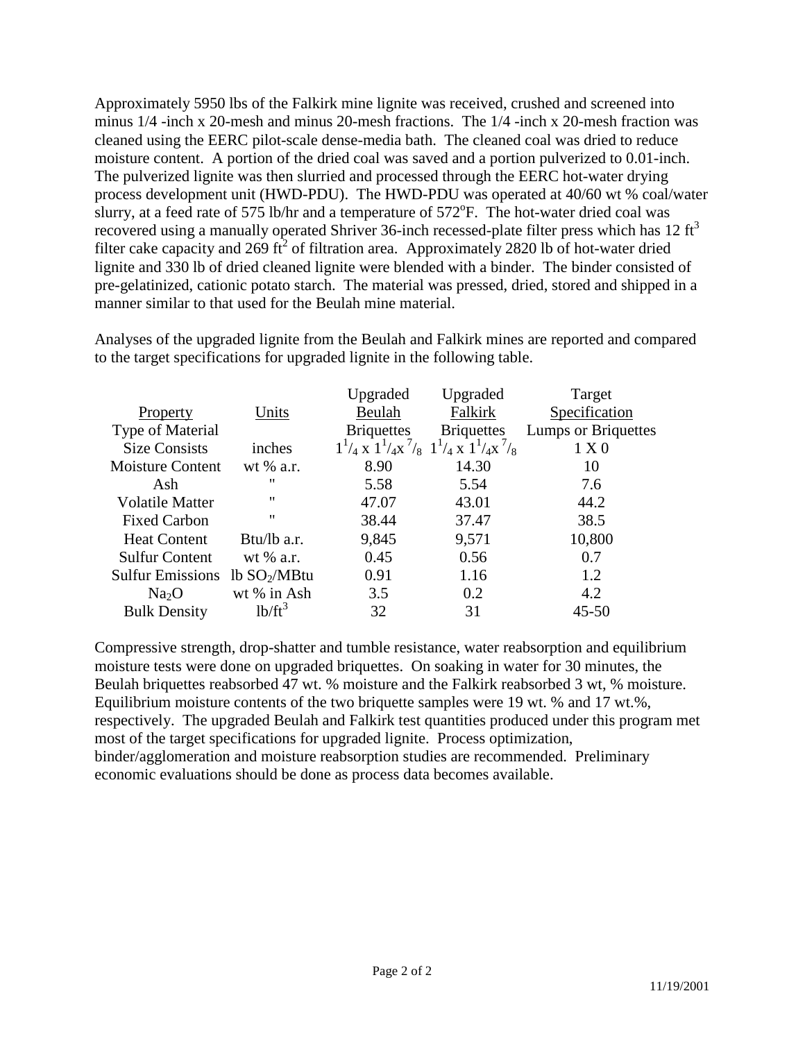Approximately 5950 lbs of the Falkirk mine lignite was received, crushed and screened into minus 1/4 -inch x 20-mesh and minus 20-mesh fractions. The 1/4 -inch x 20-mesh fraction was cleaned using the EERC pilot-scale dense-media bath. The cleaned coal was dried to reduce moisture content. A portion of the dried coal was saved and a portion pulverized to 0.01-inch. The pulverized lignite was then slurried and processed through the EERC hot-water drying process development unit (HWD-PDU). The HWD-PDU was operated at 40/60 wt % coal/water slurry, at a feed rate of 575 lb/hr and a temperature of 572°F. The hot-water dried coal was recovered using a manually operated Shriver 36-inch recessed-plate filter press which has 12 $ft^3$ filter cake capacity and 269 $ft^2$ of filtration area. Approximately 2820 lb of hot-water dried lignite and 330 lb of dried cleaned lignite were blended with a binder. The binder consisted of pre-gelatinized, cationic potato starch. The material was pressed, dried, stored and shipped in a manner similar to that used for the Beulah mine material.

Analyses of the upgraded lignite from the Beulah and Falkirk mines are reported and compared to the target specifications for upgraded lignite in the following table.

| Property | Units | Upgraded Beulah | Upgraded Falkirk | Target Specification |
|---|---|---|---|---|
| Type of Material | | Briquettes | Briquettes | Lumps or Briquettes |
| Size Consists | inches | $1^1/_4$ x $1^1/_4$x $^7/_8$ | $1^1/_4$ x $1^1/_4$x $^7/_8$ | 1 X 0 |
| Moisture Content | wt % a.r. | 8.90 | 14.30 | 10 |
| Ash | " | 5.58 | 5.54 | 7.6 |
| Volatile Matter | " | 47.07 | 43.01 | 44.2 |
| Fixed Carbon | " | 38.44 | 37.47 | 38.5 |
| Heat Content | Btu/lb a.r. | 9,845 | 9,571 | 10,800 |
| Sulfur Content | wt % a.r. | 0.45 | 0.56 | 0.7 |
| Sulfur Emissions | lb $SO_2$/MBtu | 0.91 | 1.16 | 1.2 |
| $Na_2O$ | wt % in Ash | 3.5 | 0.2 | 4.2 |
| Bulk Density | lb/$ft^3$ | 32 | 31 | 45-50 |

Compressive strength, drop-shatter and tumble resistance, water reabsorption and equilibrium moisture tests were done on upgraded briquettes. On soaking in water for 30 minutes, the Beulah briquettes reabsorbed 47 wt. % moisture and the Falkirk reabsorbed 3 wt, % moisture. Equilibrium moisture contents of the two briquette samples were 19 wt. % and 17 wt.%, respectively. The upgraded Beulah and Falkirk test quantities produced under this program met most of the target specifications for upgraded lignite. Process optimization, binder/agglomeration and moisture reabsorption studies are recommended. Preliminary economic evaluations should be done as process data becomes available.

11/19/2001